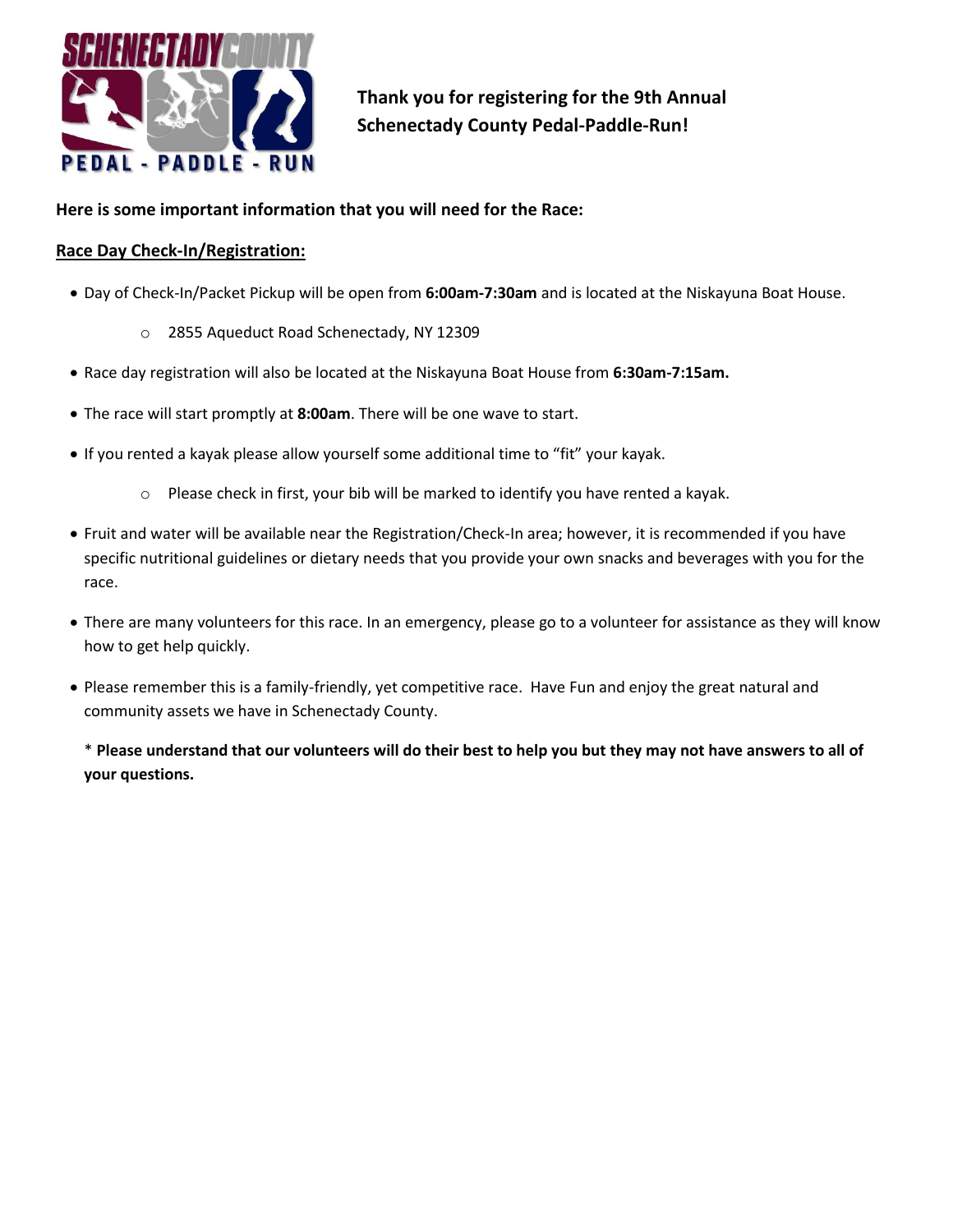**Thank you for registering for the 9th Annual Schenectady County Pedal-Paddle-Run!**

**Here is some important information that you will need for the Race:**

**Race Day Check-In/Registration:**

- Day of Check-In/Packet Pickup will be open from **6:00am-7:30am** and is located at the Niskayuna Boat House.
  - 2855 Aqueduct Road Schenectady, NY 12309
- Race day registration will also be located at the Niskayuna Boat House from **6:30am-7:15am.**
- The race will start promptly at **8:00am**. There will be one wave to start.
- If you rented a kayak please allow yourself some additional time to "fit" your kayak.
  - Please check in first, your bib will be marked to identify you have rented a kayak.
- Fruit and water will be available near the Registration/Check-In area; however, it is recommended if you have specific nutritional guidelines or dietary needs that you provide your own snacks and beverages with you for the race.
- There are many volunteers for this race. In an emergency, please go to a volunteer for assistance as they will know how to get help quickly.
- Please remember this is a family-friendly, yet competitive race. Have Fun and enjoy the great natural and community assets we have in Schenectady County.

\* **Please understand that our volunteers will do their best to help you but they may not have answers to all of your questions.**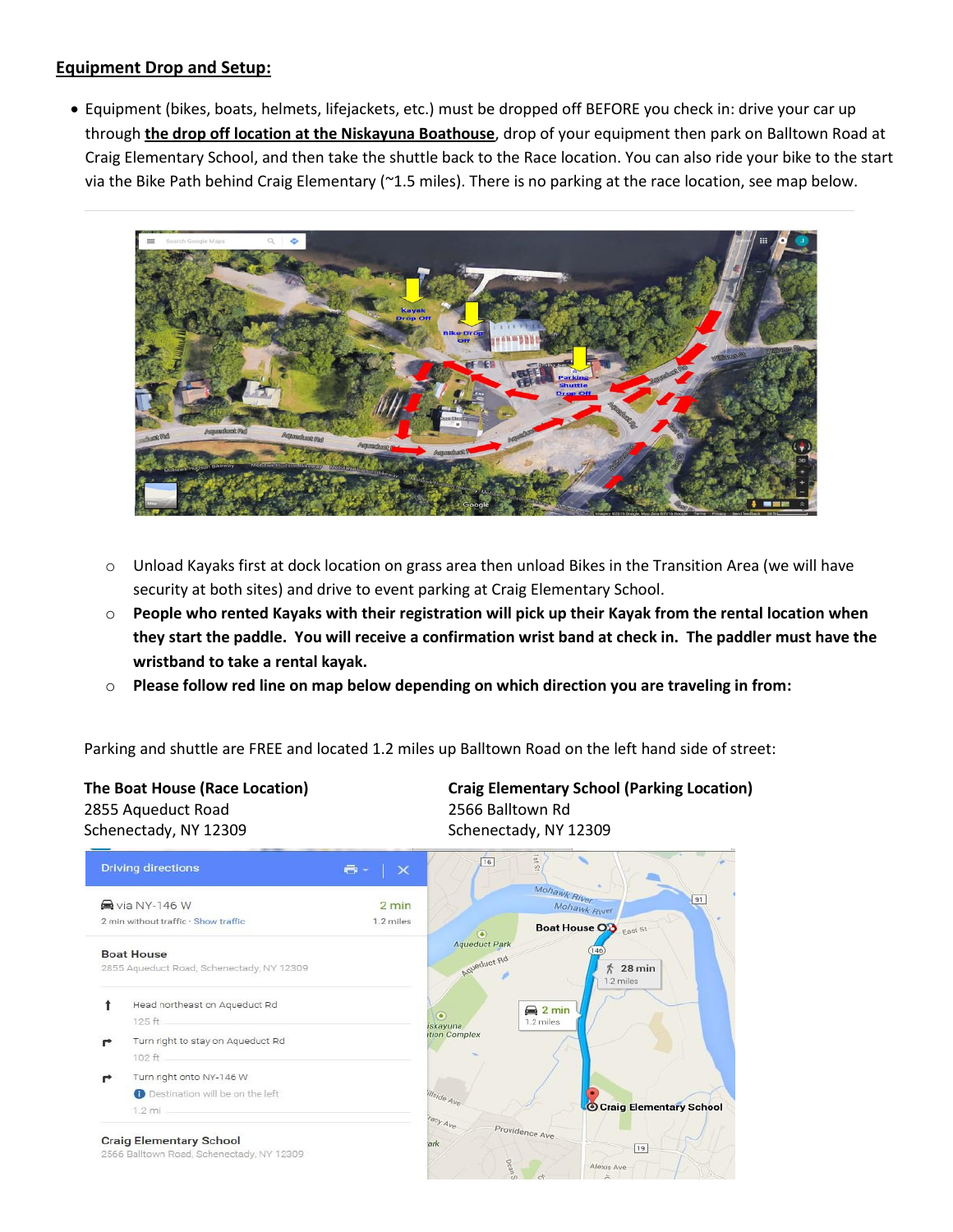## Equipment Drop and Setup:

- Equipment (bikes, boats, helmets, lifejackets, etc.) must be dropped off BEFORE you check in: drive your car up through **the drop off location at the Niskayuna Boathouse**, drop of your equipment then park on Balltown Road at Craig Elementary School, and then take the shuttle back to the Race location. You can also ride your bike to the start via the Bike Path behind Craig Elementary (~1.5 miles). There is no parking at the race location, see map below.
  - Unload Kayaks first at dock location on grass area then unload Bikes in the Transition Area (we will have security at both sites) and drive to event parking at Craig Elementary School.
  - **People who rented Kayaks with their registration will pick up their Kayak from the rental location when they start the paddle. You will receive a confirmation wrist band at check in. The paddler must have the wristband to take a rental kayak.**
  - **Please follow red line on map below depending on which direction you are traveling in from:**

Parking and shuttle are FREE and located 1.2 miles up Balltown Road on the left hand side of street:

**The Boat House (Race Location)**
2855 Aqueduct Road
Schenectady, NY 12309

**Craig Elementary School (Parking Location)**
2566 Balltown Rd
Schenectady, NY 12309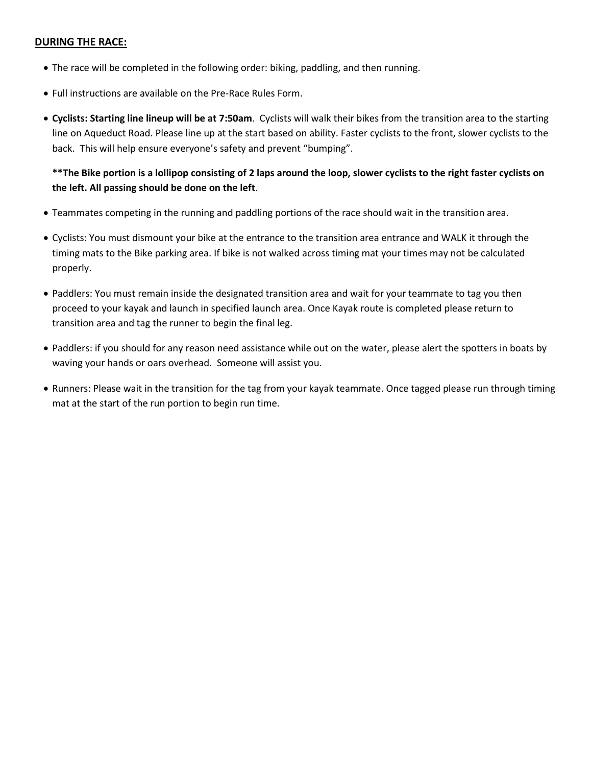**<u>DURING THE RACE:</u>**

- The race will be completed in the following order: biking, paddling, and then running.
- Full instructions are available on the Pre-Race Rules Form.
- **Cyclists: Starting line lineup will be at 7:50am**. Cyclists will walk their bikes from the transition area to the starting line on Aqueduct Road. Please line up at the start based on ability. Faster cyclists to the front, slower cyclists to the back. This will help ensure everyone's safety and prevent "bumping".

  **\*\*The Bike portion is a lollipop consisting of 2 laps around the loop, slower cyclists to the right faster cyclists on the left. All passing should be done on the left**.

- Teammates competing in the running and paddling portions of the race should wait in the transition area.
- Cyclists: You must dismount your bike at the entrance to the transition area entrance and WALK it through the timing mats to the Bike parking area. If bike is not walked across timing mat your times may not be calculated properly.
- Paddlers: You must remain inside the designated transition area and wait for your teammate to tag you then proceed to your kayak and launch in specified launch area. Once Kayak route is completed please return to transition area and tag the runner to begin the final leg.
- Paddlers: if you should for any reason need assistance while out on the water, please alert the spotters in boats by waving your hands or oars overhead. Someone will assist you.
- Runners: Please wait in the transition for the tag from your kayak teammate. Once tagged please run through timing mat at the start of the run portion to begin run time.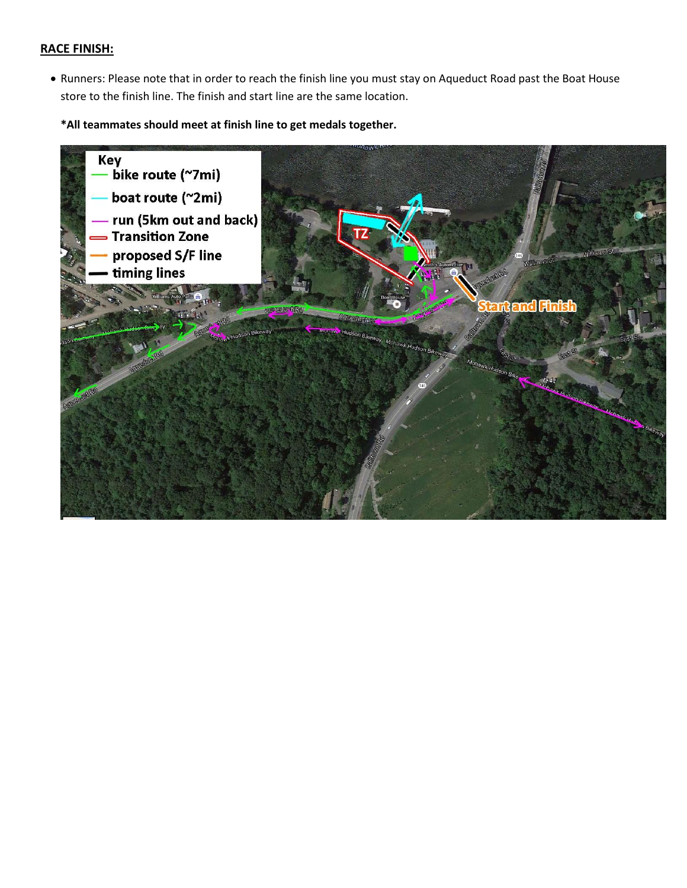## RACE FINISH:

- Runners: Please note that in order to reach the finish line you must stay on Aqueduct Road past the Boat House store to the finish line. The finish and start line are the same location.

**\*All teammates should meet at finish line to get medals together.**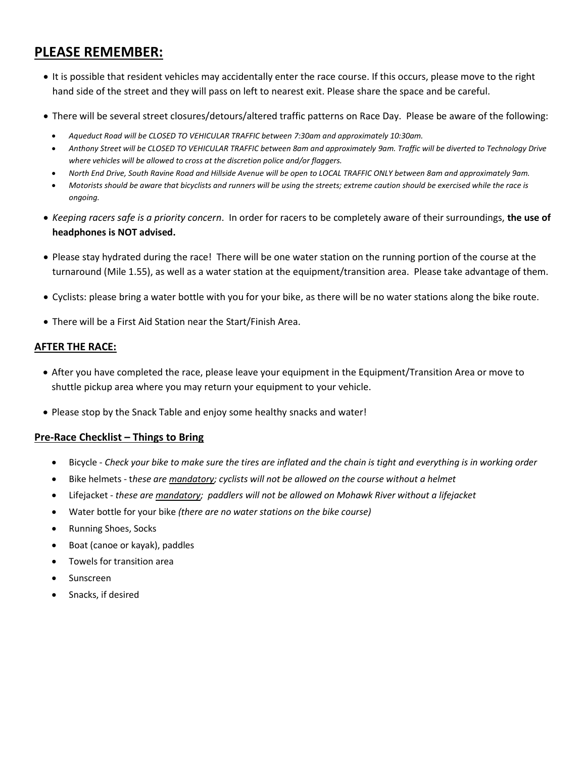## PLEASE REMEMBER:

- It is possible that resident vehicles may accidentally enter the race course. If this occurs, please move to the right hand side of the street and they will pass on left to nearest exit. Please share the space and be careful.
- There will be several street closures/detours/altered traffic patterns on Race Day. Please be aware of the following:
  - *Aqueduct Road will be CLOSED TO VEHICULAR TRAFFIC between 7:30am and approximately 10:30am.*
  - *Anthony Street will be CLOSED TO VEHICULAR TRAFFIC between 8am and approximately 9am. Traffic will be diverted to Technology Drive where vehicles will be allowed to cross at the discretion police and/or flaggers.*
  - *North End Drive, South Ravine Road and Hillside Avenue will be open to LOCAL TRAFFIC ONLY between 8am and approximately 9am.*
  - *Motorists should be aware that bicyclists and runners will be using the streets; extreme caution should be exercised while the race is ongoing.*
- *Keeping racers safe is a priority concern*. In order for racers to be completely aware of their surroundings, **the use of headphones is NOT advised.**
- Please stay hydrated during the race! There will be one water station on the running portion of the course at the turnaround (Mile 1.55), as well as a water station at the equipment/transition area. Please take advantage of them.
- Cyclists: please bring a water bottle with you for your bike, as there will be no water stations along the bike route.
- There will be a First Aid Station near the Start/Finish Area.

### AFTER THE RACE:

- After you have completed the race, please leave your equipment in the Equipment/Transition Area or move to shuttle pickup area where you may return your equipment to your vehicle.
- Please stop by the Snack Table and enjoy some healthy snacks and water!

### Pre-Race Checklist – Things to Bring

- Bicycle - *Check your bike to make sure the tires are inflated and the chain is tight and everything is in working order*
- Bike helmets - *these are mandatory; cyclists will not be allowed on the course without a helmet*
- Lifejacket - *these are mandatory; paddlers will not be allowed on Mohawk River without a lifejacket*
- Water bottle for your bike *(there are no water stations on the bike course)*
- Running Shoes, Socks
- Boat (canoe or kayak), paddles
- Towels for transition area
- Sunscreen
- Snacks, if desired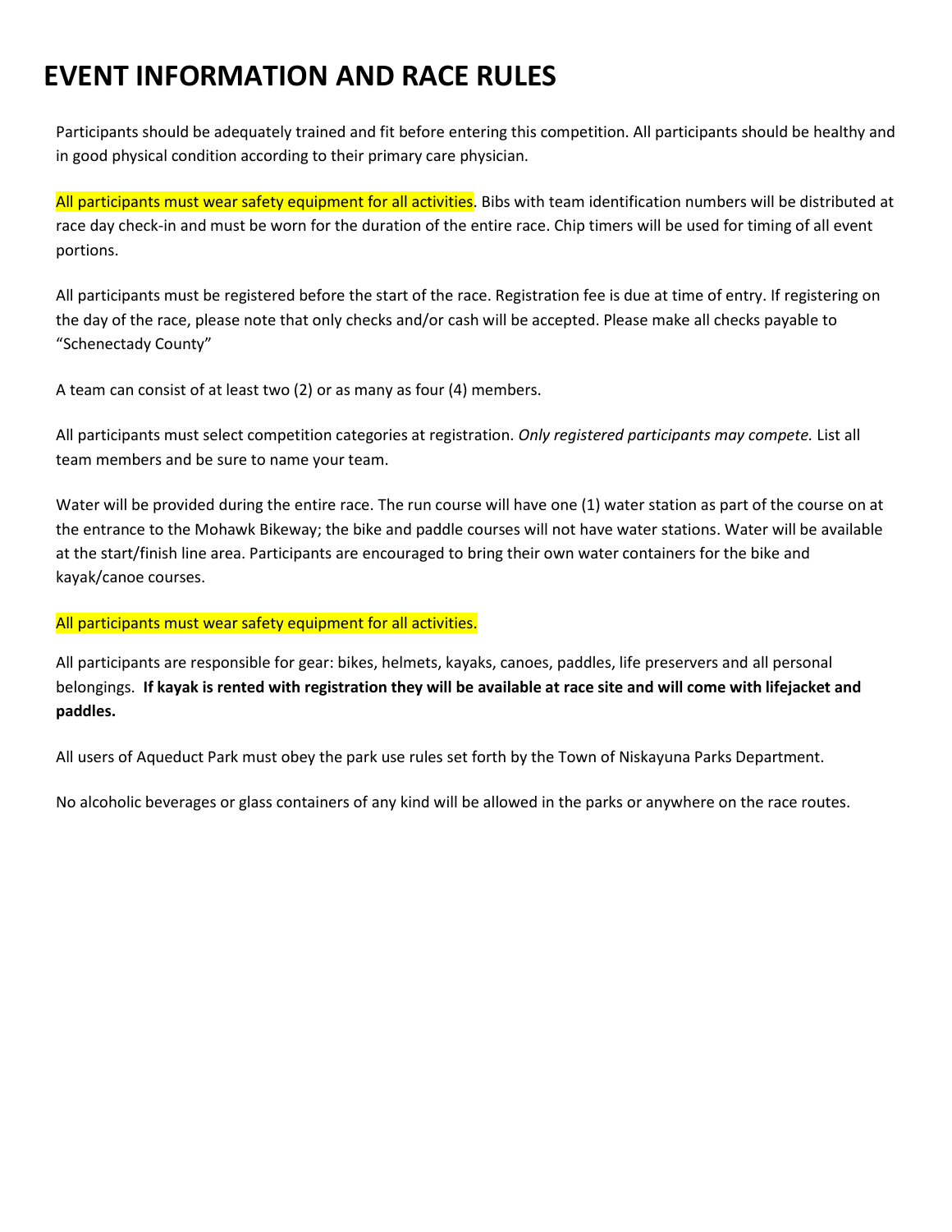# EVENT INFORMATION AND RACE RULES

Participants should be adequately trained and fit before entering this competition. All participants should be healthy and in good physical condition according to their primary care physician.

All participants must wear safety equipment for all activities. Bibs with team identification numbers will be distributed at race day check-in and must be worn for the duration of the entire race. Chip timers will be used for timing of all event portions.

All participants must be registered before the start of the race. Registration fee is due at time of entry. If registering on the day of the race, please note that only checks and/or cash will be accepted. Please make all checks payable to "Schenectady County"

A team can consist of at least two (2) or as many as four (4) members.

All participants must select competition categories at registration. *Only registered participants may compete.* List all team members and be sure to name your team.

Water will be provided during the entire race. The run course will have one (1) water station as part of the course on at the entrance to the Mohawk Bikeway; the bike and paddle courses will not have water stations. Water will be available at the start/finish line area. Participants are encouraged to bring their own water containers for the bike and kayak/canoe courses.

All participants must wear safety equipment for all activities.

All participants are responsible for gear: bikes, helmets, kayaks, canoes, paddles, life preservers and all personal belongings. **If kayak is rented with registration they will be available at race site and will come with lifejacket and paddles.**

All users of Aqueduct Park must obey the park use rules set forth by the Town of Niskayuna Parks Department.

No alcoholic beverages or glass containers of any kind will be allowed in the parks or anywhere on the race routes.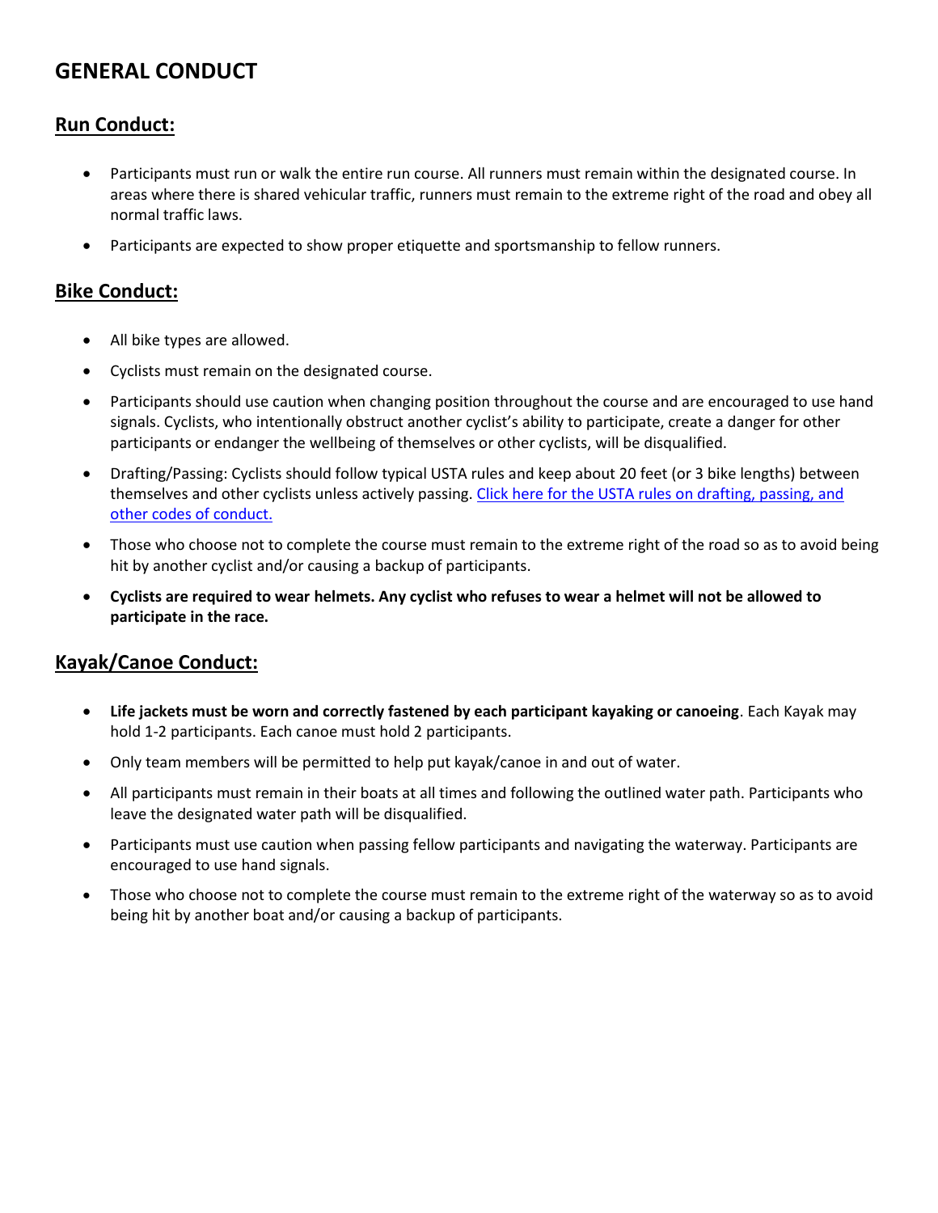# GENERAL CONDUCT

## Run Conduct:

- Participants must run or walk the entire run course. All runners must remain within the designated course. In areas where there is shared vehicular traffic, runners must remain to the extreme right of the road and obey all normal traffic laws.
- Participants are expected to show proper etiquette and sportsmanship to fellow runners.

## Bike Conduct:

- All bike types are allowed.
- Cyclists must remain on the designated course.
- Participants should use caution when changing position throughout the course and are encouraged to use hand signals. Cyclists, who intentionally obstruct another cyclist's ability to participate, create a danger for other participants or endanger the wellbeing of themselves or other cyclists, will be disqualified.
- Drafting/Passing: Cyclists should follow typical USTA rules and keep about 20 feet (or 3 bike lengths) between themselves and other cyclists unless actively passing. Click here for the USTA rules on drafting, passing, and other codes of conduct.
- Those who choose not to complete the course must remain to the extreme right of the road so as to avoid being hit by another cyclist and/or causing a backup of participants.
- **Cyclists are required to wear helmets. Any cyclist who refuses to wear a helmet will not be allowed to participate in the race.**

## Kayak/Canoe Conduct:

- **Life jackets must be worn and correctly fastened by each participant kayaking or canoeing**. Each Kayak may hold 1-2 participants. Each canoe must hold 2 participants.
- Only team members will be permitted to help put kayak/canoe in and out of water.
- All participants must remain in their boats at all times and following the outlined water path. Participants who leave the designated water path will be disqualified.
- Participants must use caution when passing fellow participants and navigating the waterway. Participants are encouraged to use hand signals.
- Those who choose not to complete the course must remain to the extreme right of the waterway so as to avoid being hit by another boat and/or causing a backup of participants.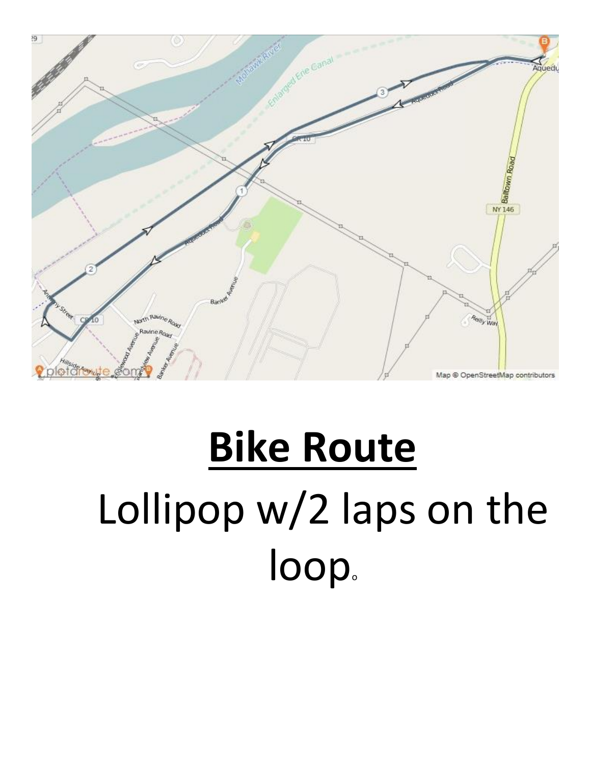# Bike Route

Lollipop w/2 laps on the loop.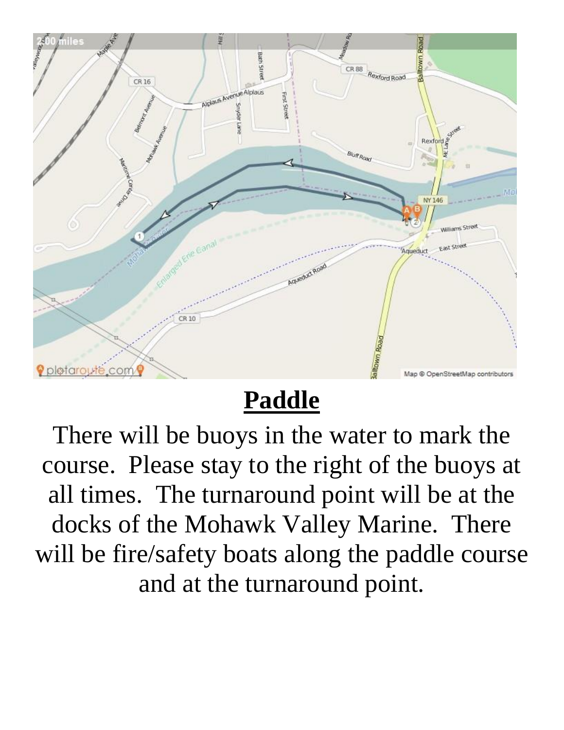# Paddle

There will be buoys in the water to mark the course. Please stay to the right of the buoys at all times. The turnaround point will be at the docks of the Mohawk Valley Marine. There will be fire/safety boats along the paddle course and at the turnaround point.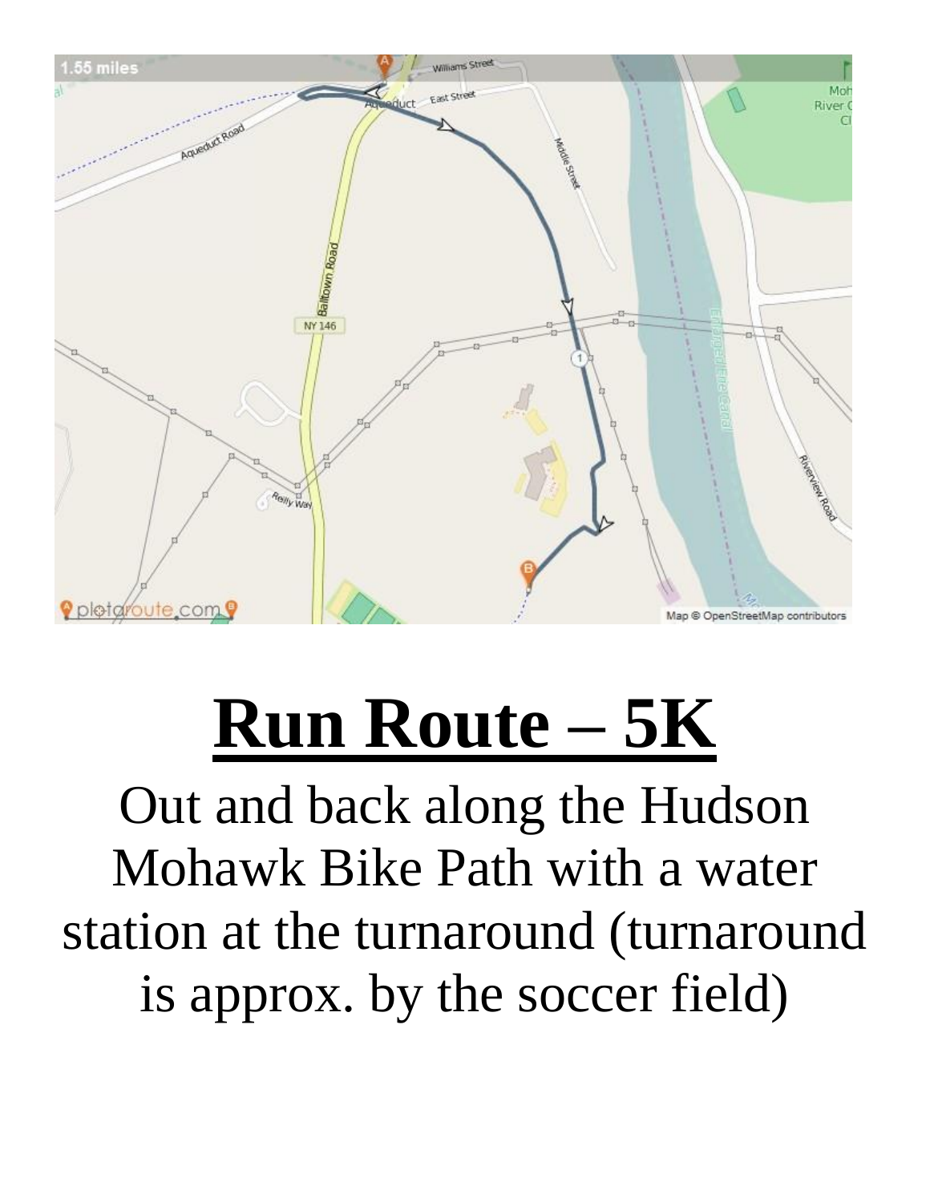# Run Route – 5K

Out and back along the Hudson Mohawk Bike Path with a water station at the turnaround (turnaround is approx. by the soccer field)